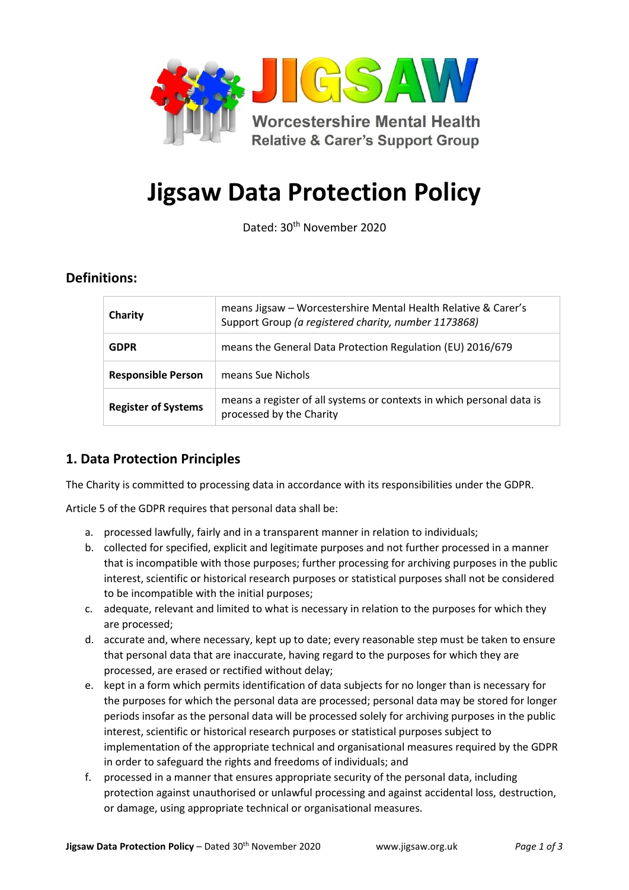JIGSAW

Worcestershire Mental Health Relative & Carer's Support Group

# Jigsaw Data Protection Policy

Dated: 30th November 2020

## Definitions:

| | |
|---|---|
| **Charity** | means Jigsaw – Worcestershire Mental Health Relative & Carer's Support Group *(a registered charity, number 1173868)* |
| **GDPR** | means the General Data Protection Regulation (EU) 2016/679 |
| **Responsible Person** | means Sue Nichols |
| **Register of Systems** | means a register of all systems or contexts in which personal data is processed by the Charity |

## 1. Data Protection Principles

The Charity is committed to processing data in accordance with its responsibilities under the GDPR.

Article 5 of the GDPR requires that personal data shall be:

a. processed lawfully, fairly and in a transparent manner in relation to individuals;
b. collected for specified, explicit and legitimate purposes and not further processed in a manner that is incompatible with those purposes; further processing for archiving purposes in the public interest, scientific or historical research purposes or statistical purposes shall not be considered to be incompatible with the initial purposes;
c. adequate, relevant and limited to what is necessary in relation to the purposes for which they are processed;
d. accurate and, where necessary, kept up to date; every reasonable step must be taken to ensure that personal data that are inaccurate, having regard to the purposes for which they are processed, are erased or rectified without delay;
e. kept in a form which permits identification of data subjects for no longer than is necessary for the purposes for which the personal data are processed; personal data may be stored for longer periods insofar as the personal data will be processed solely for archiving purposes in the public interest, scientific or historical research purposes or statistical purposes subject to implementation of the appropriate technical and organisational measures required by the GDPR in order to safeguard the rights and freedoms of individuals; and
f. processed in a manner that ensures appropriate security of the personal data, including protection against unauthorised or unlawful processing and against accidental loss, destruction, or damage, using appropriate technical or organisational measures.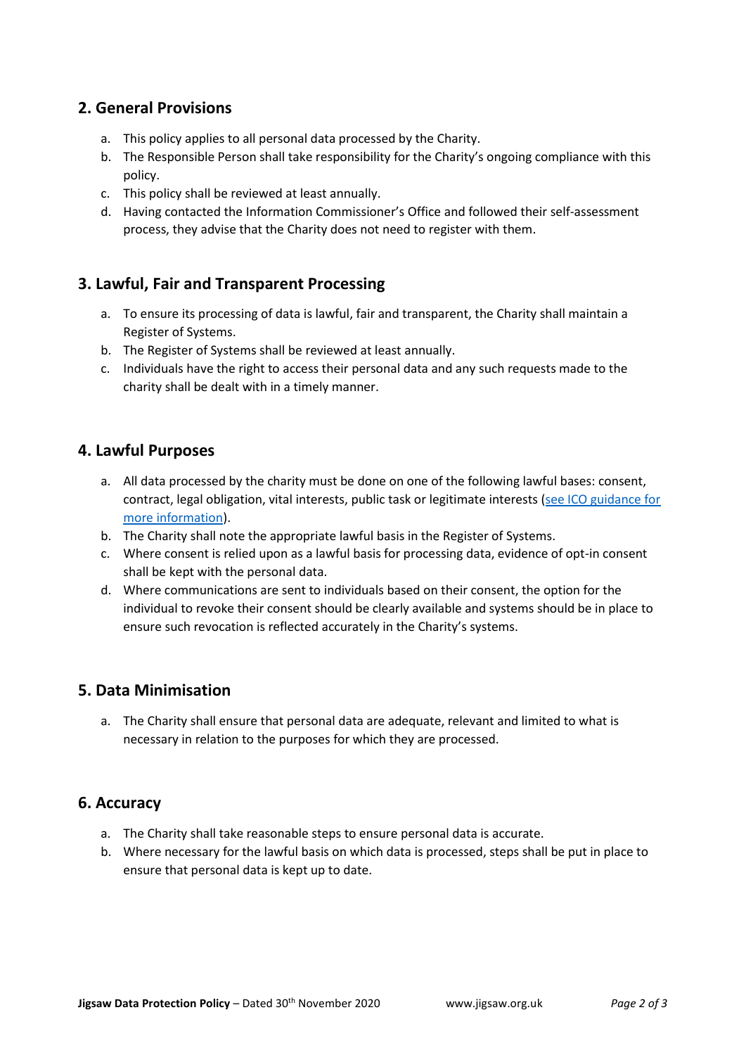## 2. General Provisions

a. This policy applies to all personal data processed by the Charity.
b. The Responsible Person shall take responsibility for the Charity's ongoing compliance with this policy.
c. This policy shall be reviewed at least annually.
d. Having contacted the Information Commissioner's Office and followed their self-assessment process, they advise that the Charity does not need to register with them.

## 3. Lawful, Fair and Transparent Processing

a. To ensure its processing of data is lawful, fair and transparent, the Charity shall maintain a Register of Systems.
b. The Register of Systems shall be reviewed at least annually.
c. Individuals have the right to access their personal data and any such requests made to the charity shall be dealt with in a timely manner.

## 4. Lawful Purposes

a. All data processed by the charity must be done on one of the following lawful bases: consent, contract, legal obligation, vital interests, public task or legitimate interests (see ICO guidance for more information).
b. The Charity shall note the appropriate lawful basis in the Register of Systems.
c. Where consent is relied upon as a lawful basis for processing data, evidence of opt-in consent shall be kept with the personal data.
d. Where communications are sent to individuals based on their consent, the option for the individual to revoke their consent should be clearly available and systems should be in place to ensure such revocation is reflected accurately in the Charity's systems.

## 5. Data Minimisation

a. The Charity shall ensure that personal data are adequate, relevant and limited to what is necessary in relation to the purposes for which they are processed.

## 6. Accuracy

a. The Charity shall take reasonable steps to ensure personal data is accurate.
b. Where necessary for the lawful basis on which data is processed, steps shall be put in place to ensure that personal data is kept up to date.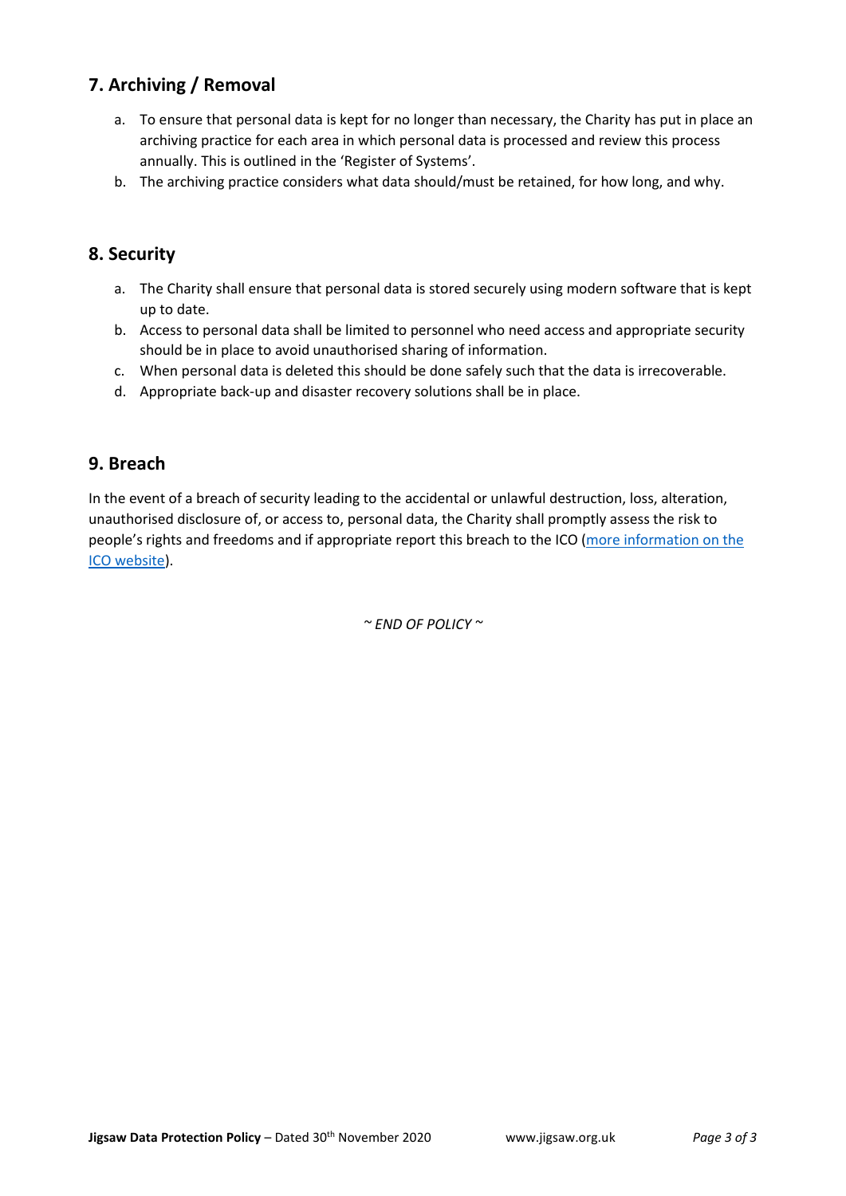## 7. Archiving / Removal

a. To ensure that personal data is kept for no longer than necessary, the Charity has put in place an archiving practice for each area in which personal data is processed and review this process annually. This is outlined in the 'Register of Systems'.
b. The archiving practice considers what data should/must be retained, for how long, and why.

## 8. Security

a. The Charity shall ensure that personal data is stored securely using modern software that is kept up to date.
b. Access to personal data shall be limited to personnel who need access and appropriate security should be in place to avoid unauthorised sharing of information.
c. When personal data is deleted this should be done safely such that the data is irrecoverable.
d. Appropriate back-up and disaster recovery solutions shall be in place.

## 9. Breach

In the event of a breach of security leading to the accidental or unlawful destruction, loss, alteration, unauthorised disclosure of, or access to, personal data, the Charity shall promptly assess the risk to people's rights and freedoms and if appropriate report this breach to the ICO (more information on the ICO website).

*~ END OF POLICY ~*